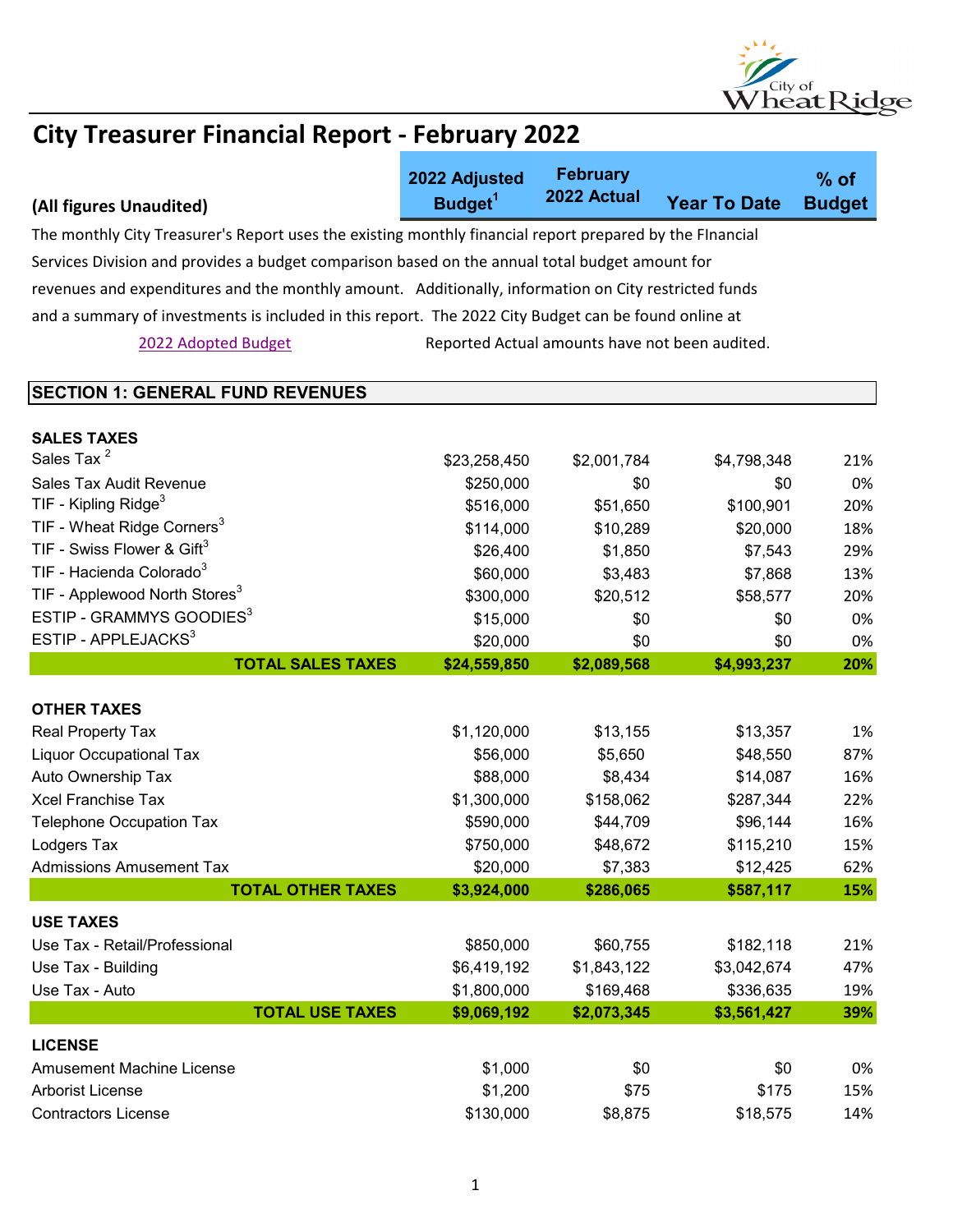# City Treasurer Financial Report - February 2022

**(All figures Unaudited)**

The monthly City Treasurer's Report uses the existing monthly financial report prepared by the FInancial Services Division and provides a budget comparison based on the annual total budget amount for revenues and expenditures and the monthly amount. Additionally, information on City restricted funds and a summary of investments is included in this report. The 2022 City Budget can be found online at

2022 Adopted Budget

Reported Actual amounts have not been audited.

## SECTION 1: GENERAL FUND REVENUES

| | 2022 Adjusted Budget[1] | February 2022 Actual | Year To Date | % of Budget |
|---|---|---|---|---|
| **SALES TAXES** | | | | |
| Sales Tax [2] | $23,258,450 | $2,001,784 | $4,798,348 | 21% |
| Sales Tax Audit Revenue | $250,000 | $0 | $0 | 0% |
| TIF - Kipling Ridge[3] | $516,000 | $51,650 | $100,901 | 20% |
| TIF - Wheat Ridge Corners[3] | $114,000 | $10,289 | $20,000 | 18% |
| TIF - Swiss Flower & Gift[3] | $26,400 | $1,850 | $7,543 | 29% |
| TIF - Hacienda Colorado[3] | $60,000 | $3,483 | $7,868 | 13% |
| TIF - Applewood North Stores[3] | $300,000 | $20,512 | $58,577 | 20% |
| ESTIP - GRAMMYS GOODIES[3] | $15,000 | $0 | $0 | 0% |
| ESTIP - APPLEJACKS[3] | $20,000 | $0 | $0 | 0% |
| **TOTAL SALES TAXES** | **$24,559,850** | **$2,089,568** | **$4,993,237** | **20%** |
| **OTHER TAXES** | | | | |
| Real Property Tax | $1,120,000 | $13,155 | $13,357 | 1% |
| Liquor Occupational Tax | $56,000 | $5,650 | $48,550 | 87% |
| Auto Ownership Tax | $88,000 | $8,434 | $14,087 | 16% |
| Xcel Franchise Tax | $1,300,000 | $158,062 | $287,344 | 22% |
| Telephone Occupation Tax | $590,000 | $44,709 | $96,144 | 16% |
| Lodgers Tax | $750,000 | $48,672 | $115,210 | 15% |
| Admissions Amusement Tax | $20,000 | $7,383 | $12,425 | 62% |
| **TOTAL OTHER TAXES** | **$3,924,000** | **$286,065** | **$587,117** | **15%** |
| **USE TAXES** | | | | |
| Use Tax - Retail/Professional | $850,000 | $60,755 | $182,118 | 21% |
| Use Tax - Building | $6,419,192 | $1,843,122 | $3,042,674 | 47% |
| Use Tax - Auto | $1,800,000 | $169,468 | $336,635 | 19% |
| **TOTAL USE TAXES** | **$9,069,192** | **$2,073,345** | **$3,561,427** | **39%** |
| **LICENSE** | | | | |
| Amusement Machine License | $1,000 | $0 | $0 | 0% |
| Arborist License | $1,200 | $75 | $175 | 15% |
| Contractors License | $130,000 | $8,875 | $18,575 | 14% |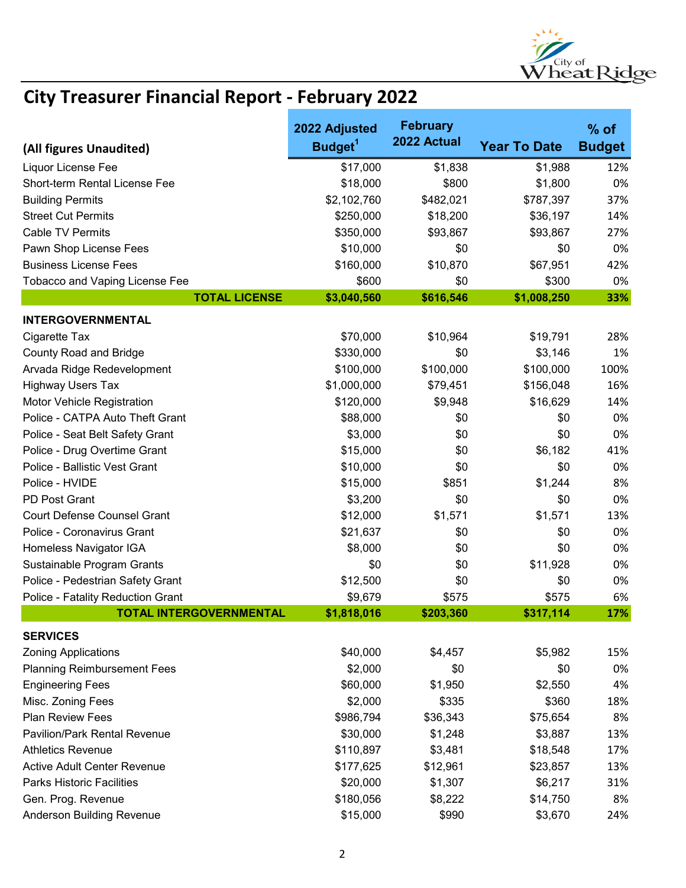# City Treasurer Financial Report - February 2022

| (All figures Unaudited) | 2022 Adjusted Budget[1] | February 2022 Actual | Year To Date | % of Budget |
|---|---|---|---|---|
| Liquor License Fee | $17,000 | $1,838 | $1,988 | 12% |
| Short-term Rental License Fee | $18,000 | $800 | $1,800 | 0% |
| Building Permits | $2,102,760 | $482,021 | $787,397 | 37% |
| Street Cut Permits | $250,000 | $18,200 | $36,197 | 14% |
| Cable TV Permits | $350,000 | $93,867 | $93,867 | 27% |
| Pawn Shop License Fees | $10,000 | $0 | $0 | 0% |
| Business License Fees | $160,000 | $10,870 | $67,951 | 42% |
| Tobacco and Vaping License Fee | $600 | $0 | $300 | 0% |
| **TOTAL LICENSE** | **$3,040,560** | **$616,546** | **$1,008,250** | **33%** |
| **INTERGOVERNMENTAL** | | | | |
| Cigarette Tax | $70,000 | $10,964 | $19,791 | 28% |
| County Road and Bridge | $330,000 | $0 | $3,146 | 1% |
| Arvada Ridge Redevelopment | $100,000 | $100,000 | $100,000 | 100% |
| Highway Users Tax | $1,000,000 | $79,451 | $156,048 | 16% |
| Motor Vehicle Registration | $120,000 | $9,948 | $16,629 | 14% |
| Police - CATPA Auto Theft Grant | $88,000 | $0 | $0 | 0% |
| Police - Seat Belt Safety Grant | $3,000 | $0 | $0 | 0% |
| Police - Drug Overtime Grant | $15,000 | $0 | $6,182 | 41% |
| Police - Ballistic Vest Grant | $10,000 | $0 | $0 | 0% |
| Police - HVIDE | $15,000 | $851 | $1,244 | 8% |
| PD Post Grant | $3,200 | $0 | $0 | 0% |
| Court Defense Counsel Grant | $12,000 | $1,571 | $1,571 | 13% |
| Police - Coronavirus Grant | $21,637 | $0 | $0 | 0% |
| Homeless Navigator IGA | $8,000 | $0 | $0 | 0% |
| Sustainable Program Grants | $0 | $0 | $11,928 | 0% |
| Police - Pedestrian Safety Grant | $12,500 | $0 | $0 | 0% |
| Police - Fatality Reduction Grant | $9,679 | $575 | $575 | 6% |
| **TOTAL INTERGOVERNMENTAL** | **$1,818,016** | **$203,360** | **$317,114** | **17%** |
| **SERVICES** | | | | |
| Zoning Applications | $40,000 | $4,457 | $5,982 | 15% |
| Planning Reimbursement Fees | $2,000 | $0 | $0 | 0% |
| Engineering Fees | $60,000 | $1,950 | $2,550 | 4% |
| Misc. Zoning Fees | $2,000 | $335 | $360 | 18% |
| Plan Review Fees | $986,794 | $36,343 | $75,654 | 8% |
| Pavilion/Park Rental Revenue | $30,000 | $1,248 | $3,887 | 13% |
| Athletics Revenue | $110,897 | $3,481 | $18,548 | 17% |
| Active Adult Center Revenue | $177,625 | $12,961 | $23,857 | 13% |
| Parks Historic Facilities | $20,000 | $1,307 | $6,217 | 31% |
| Gen. Prog. Revenue | $180,056 | $8,222 | $14,750 | 8% |
| Anderson Building Revenue | $15,000 | $990 | $3,670 | 24% |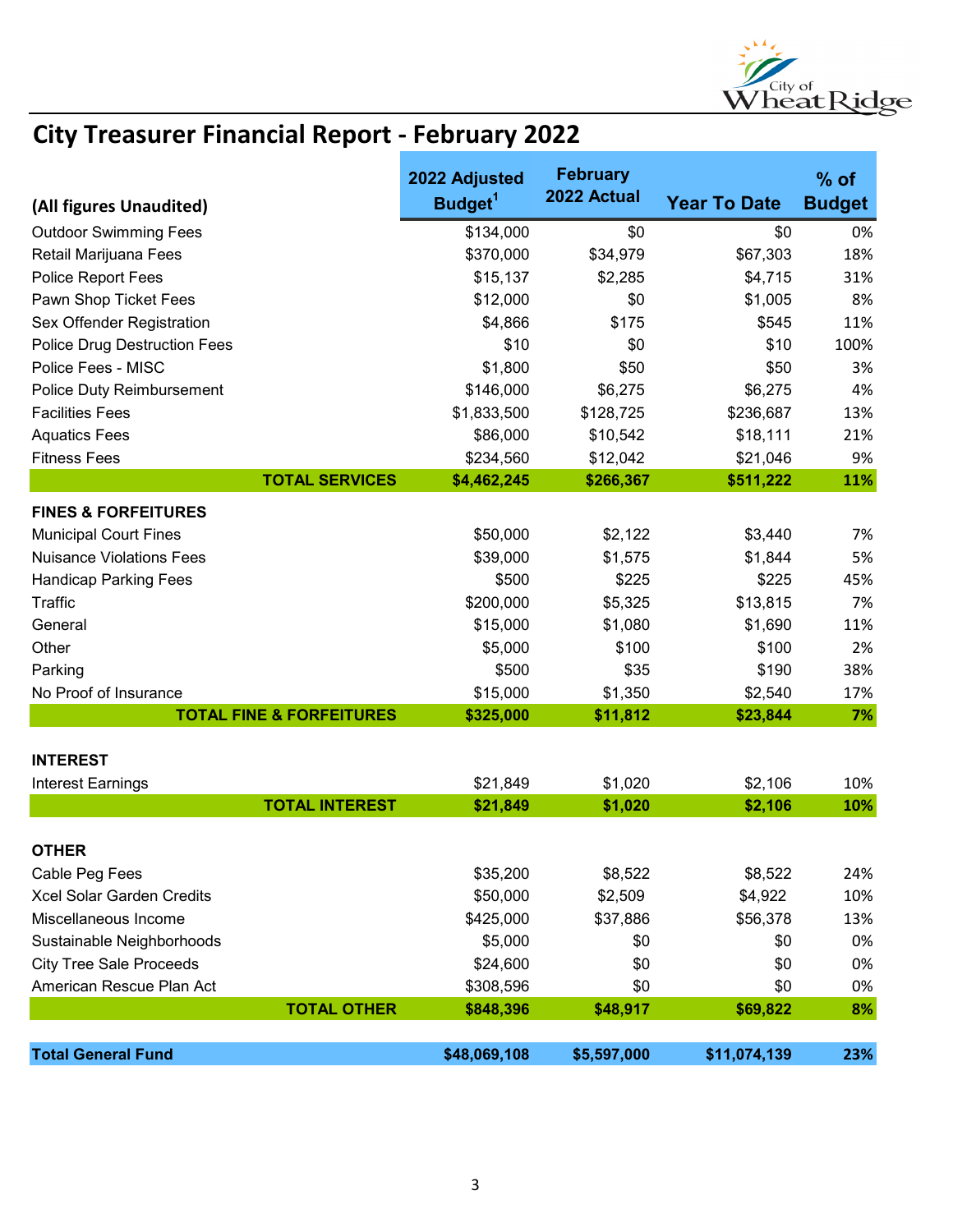# City Treasurer Financial Report - February 2022

| (All figures Unaudited) | 2022 Adjusted Budget[1] | February 2022 Actual | Year To Date | % of Budget |
|---|---|---|---|---|
| Outdoor Swimming Fees | $134,000 | $0 | $0 | 0% |
| Retail Marijuana Fees | $370,000 | $34,979 | $67,303 | 18% |
| Police Report Fees | $15,137 | $2,285 | $4,715 | 31% |
| Pawn Shop Ticket Fees | $12,000 | $0 | $1,005 | 8% |
| Sex Offender Registration | $4,866 | $175 | $545 | 11% |
| Police Drug Destruction Fees | $10 | $0 | $10 | 100% |
| Police Fees - MISC | $1,800 | $50 | $50 | 3% |
| Police Duty Reimbursement | $146,000 | $6,275 | $6,275 | 4% |
| Facilities Fees | $1,833,500 | $128,725 | $236,687 | 13% |
| Aquatics Fees | $86,000 | $10,542 | $18,111 | 21% |
| Fitness Fees | $234,560 | $12,042 | $21,046 | 9% |
| **TOTAL SERVICES** | **$4,462,245** | **$266,367** | **$511,222** | **11%** |
| **FINES & FORFEITURES** | | | | |
| Municipal Court Fines | $50,000 | $2,122 | $3,440 | 7% |
| Nuisance Violations Fees | $39,000 | $1,575 | $1,844 | 5% |
| Handicap Parking Fees | $500 | $225 | $225 | 45% |
| Traffic | $200,000 | $5,325 | $13,815 | 7% |
| General | $15,000 | $1,080 | $1,690 | 11% |
| Other | $5,000 | $100 | $100 | 2% |
| Parking | $500 | $35 | $190 | 38% |
| No Proof of Insurance | $15,000 | $1,350 | $2,540 | 17% |
| **TOTAL FINE & FORFEITURES** | **$325,000** | **$11,812** | **$23,844** | **7%** |
| **INTEREST** | | | | |
| Interest Earnings | $21,849 | $1,020 | $2,106 | 10% |
| **TOTAL INTEREST** | **$21,849** | **$1,020** | **$2,106** | **10%** |
| **OTHER** | | | | |
| Cable Peg Fees | $35,200 | $8,522 | $8,522 | 24% |
| Xcel Solar Garden Credits | $50,000 | $2,509 | $4,922 | 10% |
| Miscellaneous Income | $425,000 | $37,886 | $56,378 | 13% |
| Sustainable Neighborhoods | $5,000 | $0 | $0 | 0% |
| City Tree Sale Proceeds | $24,600 | $0 | $0 | 0% |
| American Rescue Plan Act | $308,596 | $0 | $0 | 0% |
| **TOTAL OTHER** | **$848,396** | **$48,917** | **$69,822** | **8%** |
| **Total General Fund** | **$48,069,108** | **$5,597,000** | **$11,074,139** | **23%** |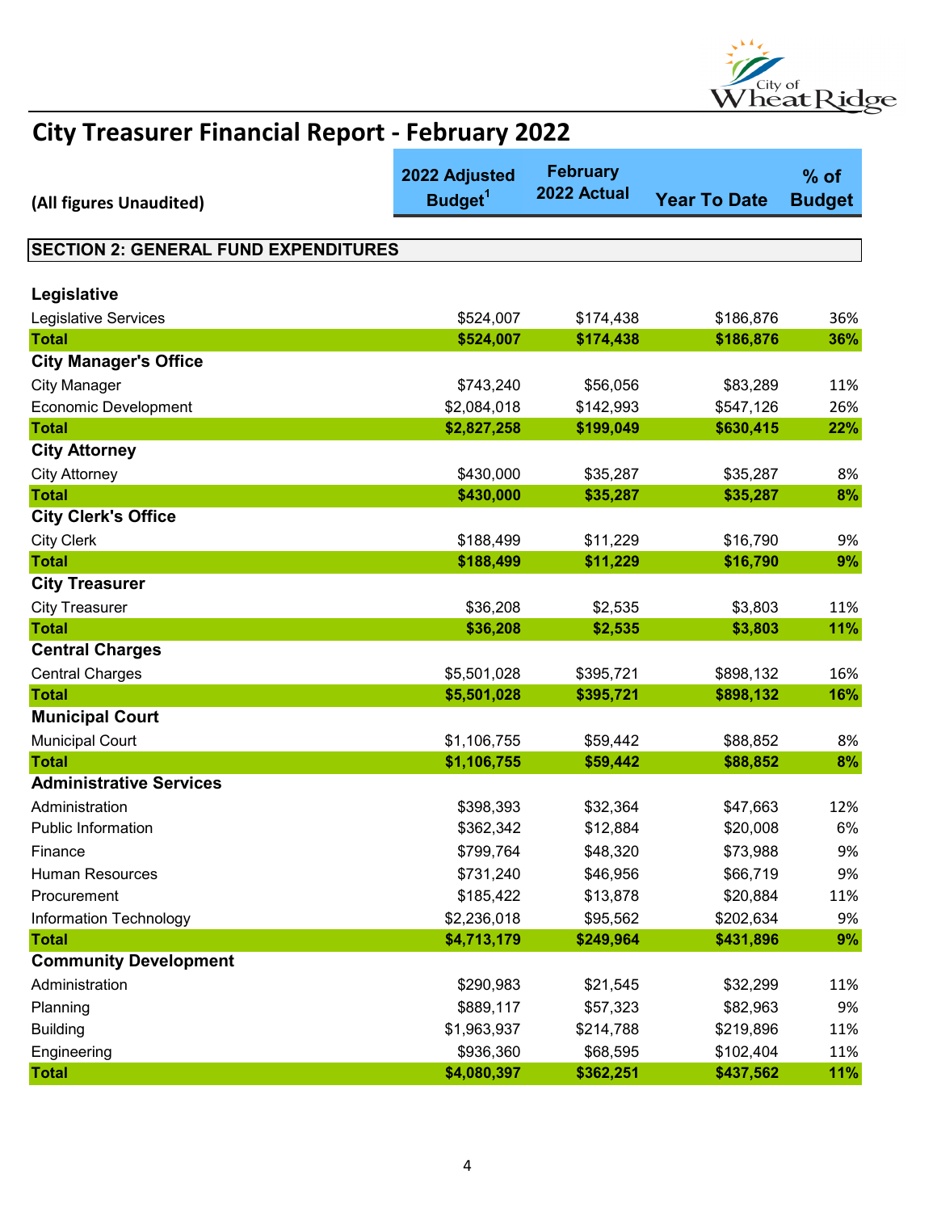# City Treasurer Financial Report - February 2022

| (All figures Unaudited) | 2022 Adjusted Budget[1] | February 2022 Actual | Year To Date | % of Budget |
|---|---|---|---|---|
| **SECTION 2: GENERAL FUND EXPENDITURES** | | | | |
| **Legislative** | | | | |
| Legislative Services | $524,007 | $174,438 | $186,876 | 36% |
| **Total** | **$524,007** | **$174,438** | **$186,876** | **36%** |
| **City Manager's Office** | | | | |
| City Manager | $743,240 | $56,056 | $83,289 | 11% |
| Economic Development | $2,084,018 | $142,993 | $547,126 | 26% |
| **Total** | **$2,827,258** | **$199,049** | **$630,415** | **22%** |
| **City Attorney** | | | | |
| City Attorney | $430,000 | $35,287 | $35,287 | 8% |
| **Total** | **$430,000** | **$35,287** | **$35,287** | **8%** |
| **City Clerk's Office** | | | | |
| City Clerk | $188,499 | $11,229 | $16,790 | 9% |
| **Total** | **$188,499** | **$11,229** | **$16,790** | **9%** |
| **City Treasurer** | | | | |
| City Treasurer | $36,208 | $2,535 | $3,803 | 11% |
| **Total** | **$36,208** | **$2,535** | **$3,803** | **11%** |
| **Central Charges** | | | | |
| Central Charges | $5,501,028 | $395,721 | $898,132 | 16% |
| **Total** | **$5,501,028** | **$395,721** | **$898,132** | **16%** |
| **Municipal Court** | | | | |
| Municipal Court | $1,106,755 | $59,442 | $88,852 | 8% |
| **Total** | **$1,106,755** | **$59,442** | **$88,852** | **8%** |
| **Administrative Services** | | | | |
| Administration | $398,393 | $32,364 | $47,663 | 12% |
| Public Information | $362,342 | $12,884 | $20,008 | 6% |
| Finance | $799,764 | $48,320 | $73,988 | 9% |
| Human Resources | $731,240 | $46,956 | $66,719 | 9% |
| Procurement | $185,422 | $13,878 | $20,884 | 11% |
| Information Technology | $2,236,018 | $95,562 | $202,634 | 9% |
| **Total** | **$4,713,179** | **$249,964** | **$431,896** | **9%** |
| **Community Development** | | | | |
| Administration | $290,983 | $21,545 | $32,299 | 11% |
| Planning | $889,117 | $57,323 | $82,963 | 9% |
| Building | $1,963,937 | $214,788 | $219,896 | 11% |
| Engineering | $936,360 | $68,595 | $102,404 | 11% |
| **Total** | **$4,080,397** | **$362,251** | **$437,562** | **11%** |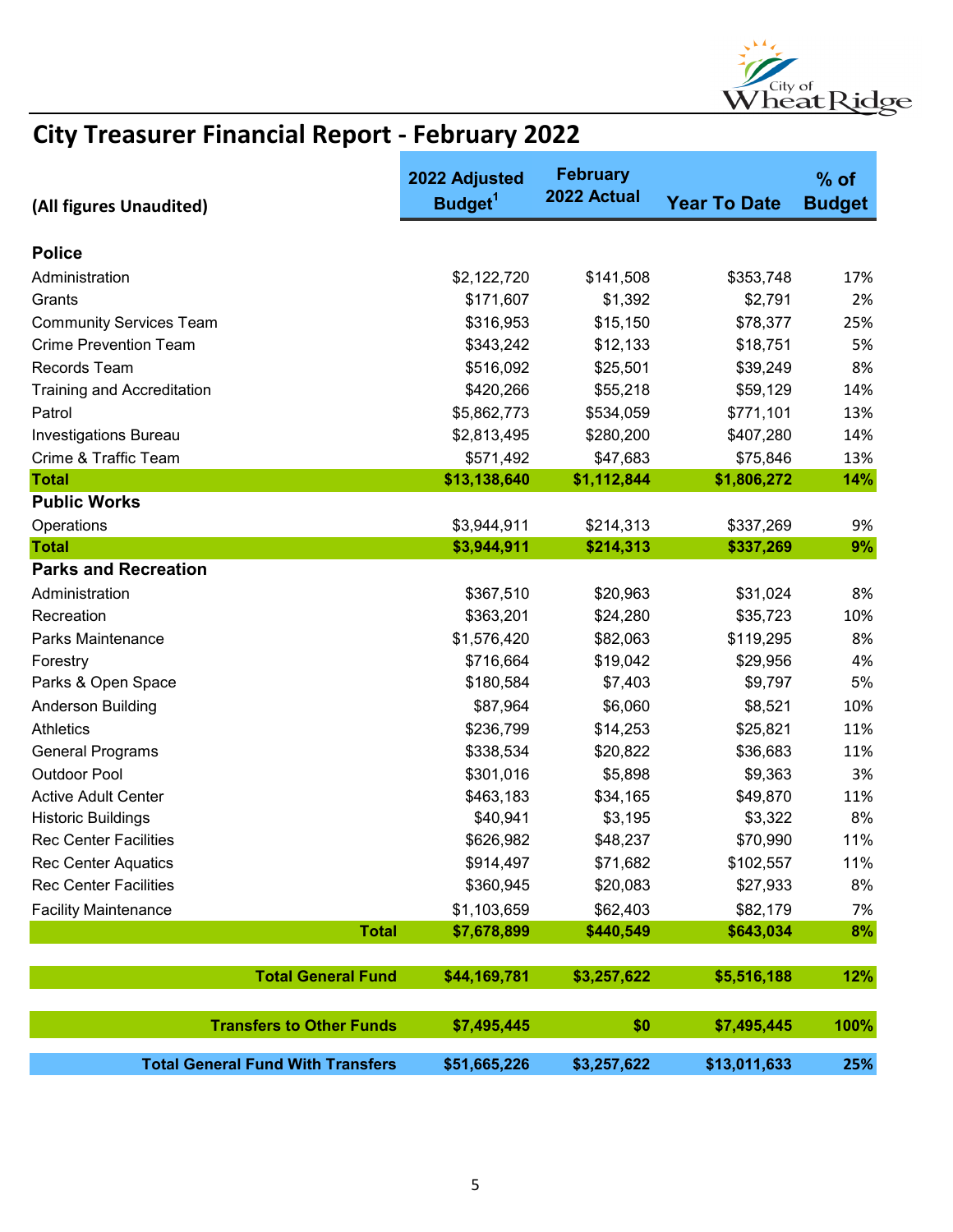# City Treasurer Financial Report - February 2022

| (All figures Unaudited) | 2022 Adjusted Budget[1] | February 2022 Actual | Year To Date | % of Budget |
|---|---|---|---|---|
| **Police** | | | | |
| Administration | $2,122,720 | $141,508 | $353,748 | 17% |
| Grants | $171,607 | $1,392 | $2,791 | 2% |
| Community Services Team | $316,953 | $15,150 | $78,377 | 25% |
| Crime Prevention Team | $343,242 | $12,133 | $18,751 | 5% |
| Records Team | $516,092 | $25,501 | $39,249 | 8% |
| Training and Accreditation | $420,266 | $55,218 | $59,129 | 14% |
| Patrol | $5,862,773 | $534,059 | $771,101 | 13% |
| Investigations Bureau | $2,813,495 | $280,200 | $407,280 | 14% |
| Crime & Traffic Team | $571,492 | $47,683 | $75,846 | 13% |
| **Total** | **$13,138,640** | **$1,112,844** | **$1,806,272** | **14%** |
| **Public Works** | | | | |
| Operations | $3,944,911 | $214,313 | $337,269 | 9% |
| **Total** | **$3,944,911** | **$214,313** | **$337,269** | **9%** |
| **Parks and Recreation** | | | | |
| Administration | $367,510 | $20,963 | $31,024 | 8% |
| Recreation | $363,201 | $24,280 | $35,723 | 10% |
| Parks Maintenance | $1,576,420 | $82,063 | $119,295 | 8% |
| Forestry | $716,664 | $19,042 | $29,956 | 4% |
| Parks & Open Space | $180,584 | $7,403 | $9,797 | 5% |
| Anderson Building | $87,964 | $6,060 | $8,521 | 10% |
| Athletics | $236,799 | $14,253 | $25,821 | 11% |
| General Programs | $338,534 | $20,822 | $36,683 | 11% |
| Outdoor Pool | $301,016 | $5,898 | $9,363 | 3% |
| Active Adult Center | $463,183 | $34,165 | $49,870 | 11% |
| Historic Buildings | $40,941 | $3,195 | $3,322 | 8% |
| Rec Center Facilities | $626,982 | $48,237 | $70,990 | 11% |
| Rec Center Aquatics | $914,497 | $71,682 | $102,557 | 11% |
| Rec Center Facilities | $360,945 | $20,083 | $27,933 | 8% |
| Facility Maintenance | $1,103,659 | $62,403 | $82,179 | 7% |
| **Total** | **$7,678,899** | **$440,549** | **$643,034** | **8%** |
| **Total General Fund** | **$44,169,781** | **$3,257,622** | **$5,516,188** | **12%** |
| **Transfers to Other Funds** | **$7,495,445** | **$0** | **$7,495,445** | **100%** |
| **Total General Fund With Transfers** | **$51,665,226** | **$3,257,622** | **$13,011,633** | **25%** |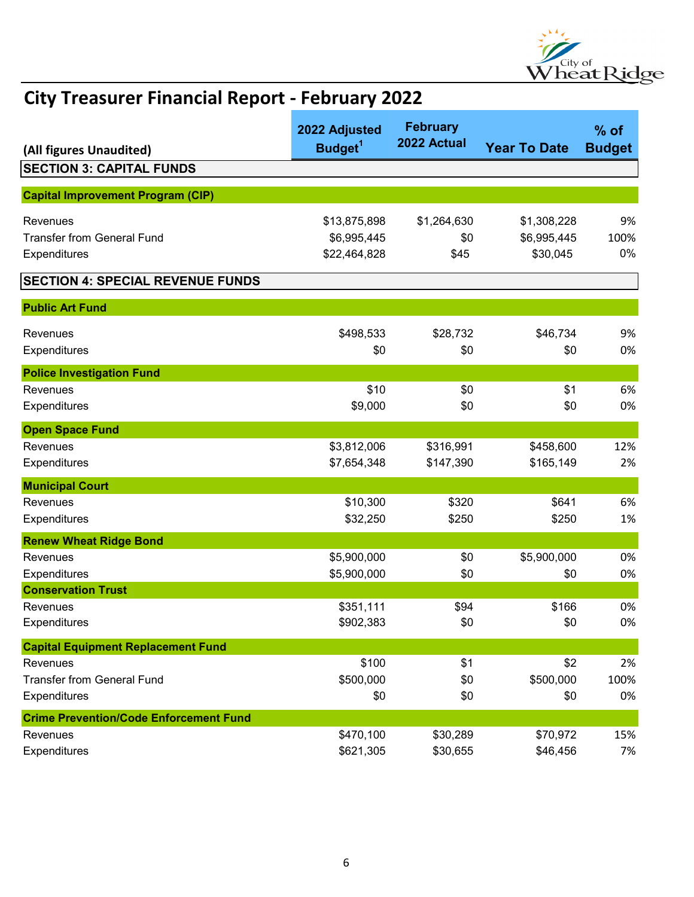# City Treasurer Financial Report - February 2022

| (All figures Unaudited) | 2022 Adjusted Budget[1] | February 2022 Actual | Year To Date | % of Budget |
|---|---|---|---|---|
| **SECTION 3: CAPITAL FUNDS** | | | | |
| **Capital Improvement Program (CIP)** | | | | |
| Revenues | $13,875,898 | $1,264,630 | $1,308,228 | 9% |
| Transfer from General Fund | $6,995,445 | $0 | $6,995,445 | 100% |
| Expenditures | $22,464,828 | $45 | $30,045 | 0% |
| **SECTION 4: SPECIAL REVENUE FUNDS** | | | | |
| **Public Art Fund** | | | | |
| Revenues | $498,533 | $28,732 | $46,734 | 9% |
| Expenditures | $0 | $0 | $0 | 0% |
| **Police Investigation Fund** | | | | |
| Revenues | $10 | $0 | $1 | 6% |
| Expenditures | $9,000 | $0 | $0 | 0% |
| **Open Space Fund** | | | | |
| Revenues | $3,812,006 | $316,991 | $458,600 | 12% |
| Expenditures | $7,654,348 | $147,390 | $165,149 | 2% |
| **Municipal Court** | | | | |
| Revenues | $10,300 | $320 | $641 | 6% |
| Expenditures | $32,250 | $250 | $250 | 1% |
| **Renew Wheat Ridge Bond** | | | | |
| Revenues | $5,900,000 | $0 | $5,900,000 | 0% |
| Expenditures | $5,900,000 | $0 | $0 | 0% |
| **Conservation Trust** | | | | |
| Revenues | $351,111 | $94 | $166 | 0% |
| Expenditures | $902,383 | $0 | $0 | 0% |
| **Capital Equipment Replacement Fund** | | | | |
| Revenues | $100 | $1 | $2 | 2% |
| Transfer from General Fund | $500,000 | $0 | $500,000 | 100% |
| Expenditures | $0 | $0 | $0 | 0% |
| **Crime Prevention/Code Enforcement Fund** | | | | |
| Revenues | $470,100 | $30,289 | $70,972 | 15% |
| Expenditures | $621,305 | $30,655 | $46,456 | 7% |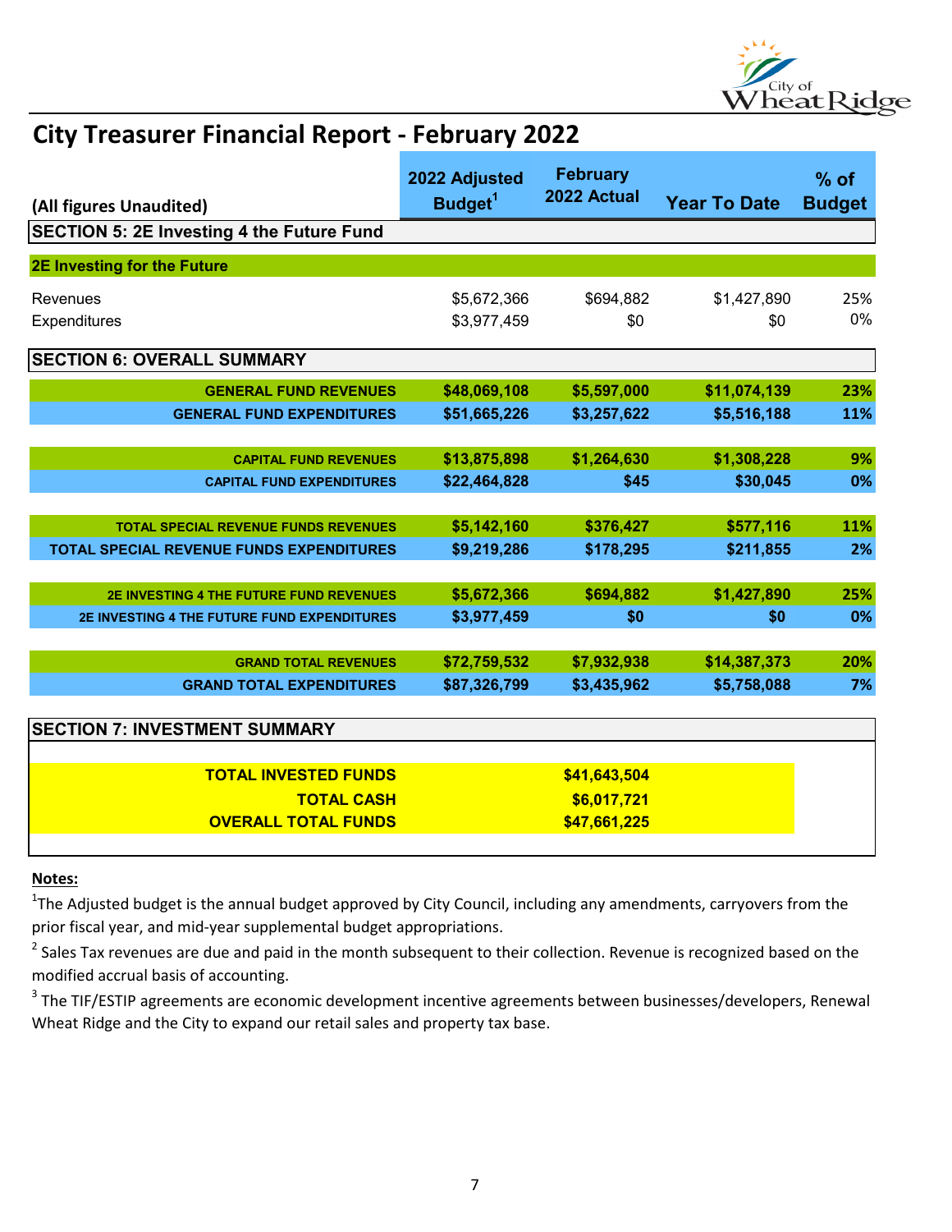# City Treasurer Financial Report - February 2022

| (All figures Unaudited) | 2022 Adjusted Budget[1] | February 2022 Actual | Year To Date | % of Budget |
|---|---|---|---|---|
| **SECTION 5: 2E Investing 4 the Future Fund** | | | | |
| **2E Investing for the Future** | | | | |
| Revenues | $5,672,366 | $694,882 | $1,427,890 | 25% |
| Expenditures | $3,977,459 | $0 | $0 | 0% |
| **SECTION 6: OVERALL SUMMARY** | | | | |
| **GENERAL FUND REVENUES** | **$48,069,108** | **$5,597,000** | **$11,074,139** | **23%** |
| **GENERAL FUND EXPENDITURES** | **$51,665,226** | **$3,257,622** | **$5,516,188** | **11%** |
| **CAPITAL FUND REVENUES** | **$13,875,898** | **$1,264,630** | **$1,308,228** | **9%** |
| **CAPITAL FUND EXPENDITURES** | **$22,464,828** | **$45** | **$30,045** | **0%** |
| **TOTAL SPECIAL REVENUE FUNDS REVENUES** | **$5,142,160** | **$376,427** | **$577,116** | **11%** |
| **TOTAL SPECIAL REVENUE FUNDS EXPENDITURES** | **$9,219,286** | **$178,295** | **$211,855** | **2%** |
| **2E INVESTING 4 THE FUTURE FUND REVENUES** | **$5,672,366** | **$694,882** | **$1,427,890** | **25%** |
| **2E INVESTING 4 THE FUTURE FUND EXPENDITURES** | **$3,977,459** | **$0** | **$0** | **0%** |
| **GRAND TOTAL REVENUES** | **$72,759,532** | **$7,932,938** | **$14,387,373** | **20%** |
| **GRAND TOTAL EXPENDITURES** | **$87,326,799** | **$3,435,962** | **$5,758,088** | **7%** |

## SECTION 7: INVESTMENT SUMMARY

| | |
|---|---|
| **TOTAL INVESTED FUNDS** | **$41,643,504** |
| **TOTAL CASH** | **$6,017,721** |
| **OVERALL TOTAL FUNDS** | **$47,661,225** |

**Notes:**

[1]The Adjusted budget is the annual budget approved by City Council, including any amendments, carryovers from the prior fiscal year, and mid-year supplemental budget appropriations.

[2] Sales Tax revenues are due and paid in the month subsequent to their collection. Revenue is recognized based on the modified accrual basis of accounting.

[3] The TIF/ESTIP agreements are economic development incentive agreements between businesses/developers, Renewal Wheat Ridge and the City to expand our retail sales and property tax base.